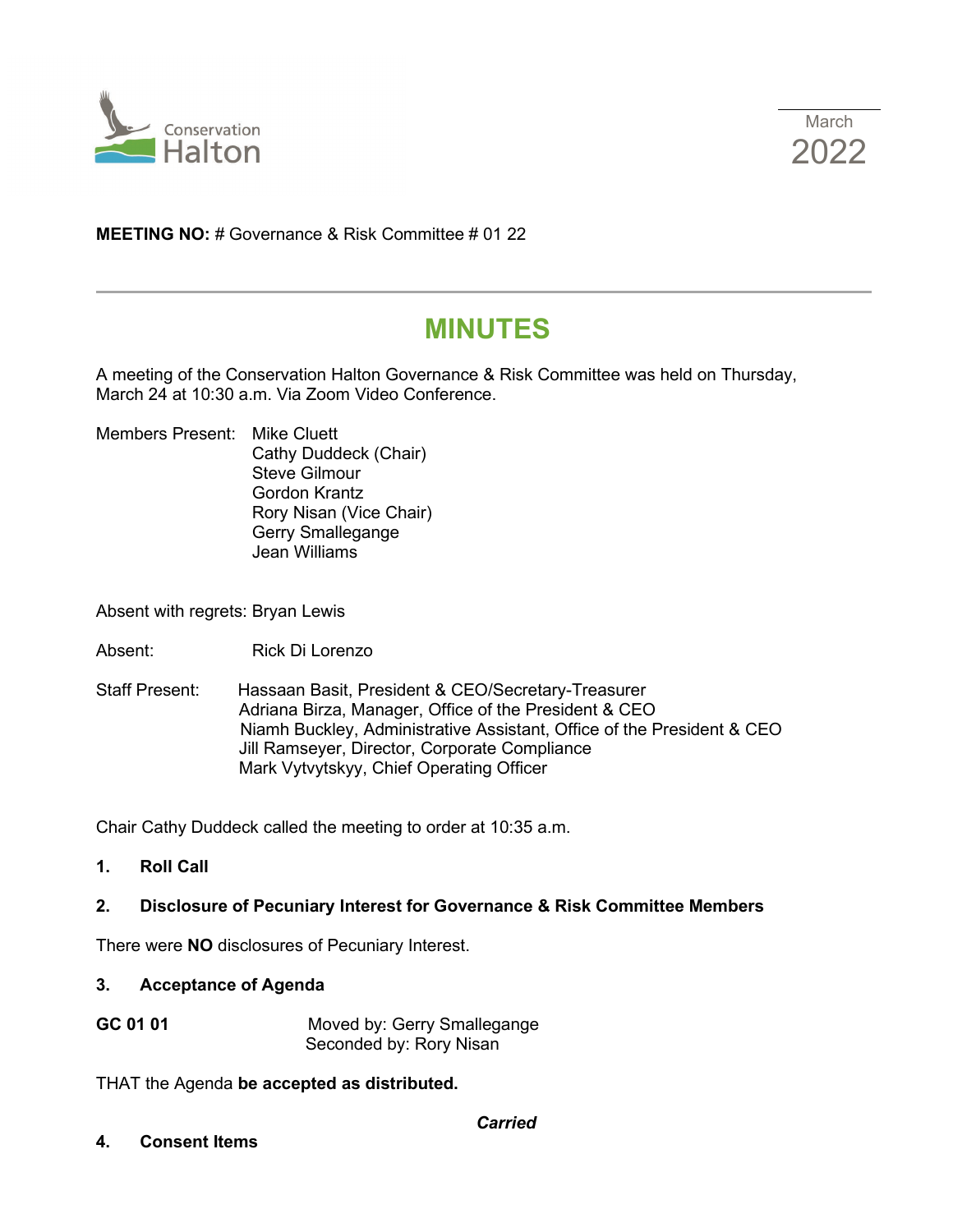Conservation Halton

March 2022

**MEETING NO:** # Governance & Risk Committee # 01 22

# MINUTES

A meeting of the Conservation Halton Governance & Risk Committee was held on Thursday, March 24 at 10:30 a.m. Via Zoom Video Conference.

Members Present: Mike Cluett
Cathy Duddeck (Chair)
Steve Gilmour
Gordon Krantz
Rory Nisan (Vice Chair)
Gerry Smallegange
Jean Williams

Absent with regrets: Bryan Lewis

Absent: Rick Di Lorenzo

Staff Present: Hassaan Basit, President & CEO/Secretary-Treasurer
Adriana Birza, Manager, Office of the President & CEO
Niamh Buckley, Administrative Assistant, Office of the President & CEO
Jill Ramseyer, Director, Corporate Compliance
Mark Vytvytskyy, Chief Operating Officer

Chair Cathy Duddeck called the meeting to order at 10:35 a.m.

**1. Roll Call**

**2. Disclosure of Pecuniary Interest for Governance & Risk Committee Members**

There were **NO** disclosures of Pecuniary Interest.

**3. Acceptance of Agenda**

**GC 01 01** Moved by: Gerry Smallegange
Seconded by: Rory Nisan

THAT the Agenda **be accepted as distributed.**

***Carried***

**4. Consent Items**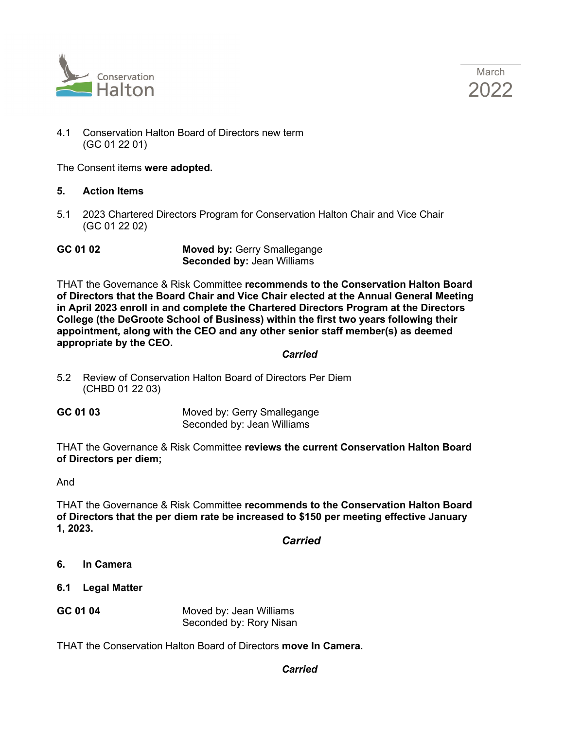4.1 Conservation Halton Board of Directors new term
(GC 01 22 01)

The Consent items **were adopted.**

## 5. Action Items

5.1 2023 Chartered Directors Program for Conservation Halton Chair and Vice Chair
(GC 01 22 02)

**GC 01 02** **Moved by:** Gerry Smallegange
**Seconded by:** Jean Williams

THAT the Governance & Risk Committee **recommends to the Conservation Halton Board of Directors that the Board Chair and Vice Chair elected at the Annual General Meeting in April 2023 enroll in and complete the Chartered Directors Program at the Directors College (the DeGroote School of Business) within the first two years following their appointment, along with the CEO and any other senior staff member(s) as deemed appropriate by the CEO.**

***Carried***

5.2 Review of Conservation Halton Board of Directors Per Diem
(CHBD 01 22 03)

**GC 01 03** Moved by: Gerry Smallegange
Seconded by: Jean Williams

THAT the Governance & Risk Committee **reviews the current Conservation Halton Board of Directors per diem;**

And

THAT the Governance & Risk Committee **recommends to the Conservation Halton Board of Directors that the per diem rate be increased to $150 per meeting effective January 1, 2023.**

***Carried***

## 6. In Camera

### 6.1 Legal Matter

**GC 01 04** Moved by: Jean Williams
Seconded by: Rory Nisan

THAT the Conservation Halton Board of Directors **move In Camera.**

***Carried***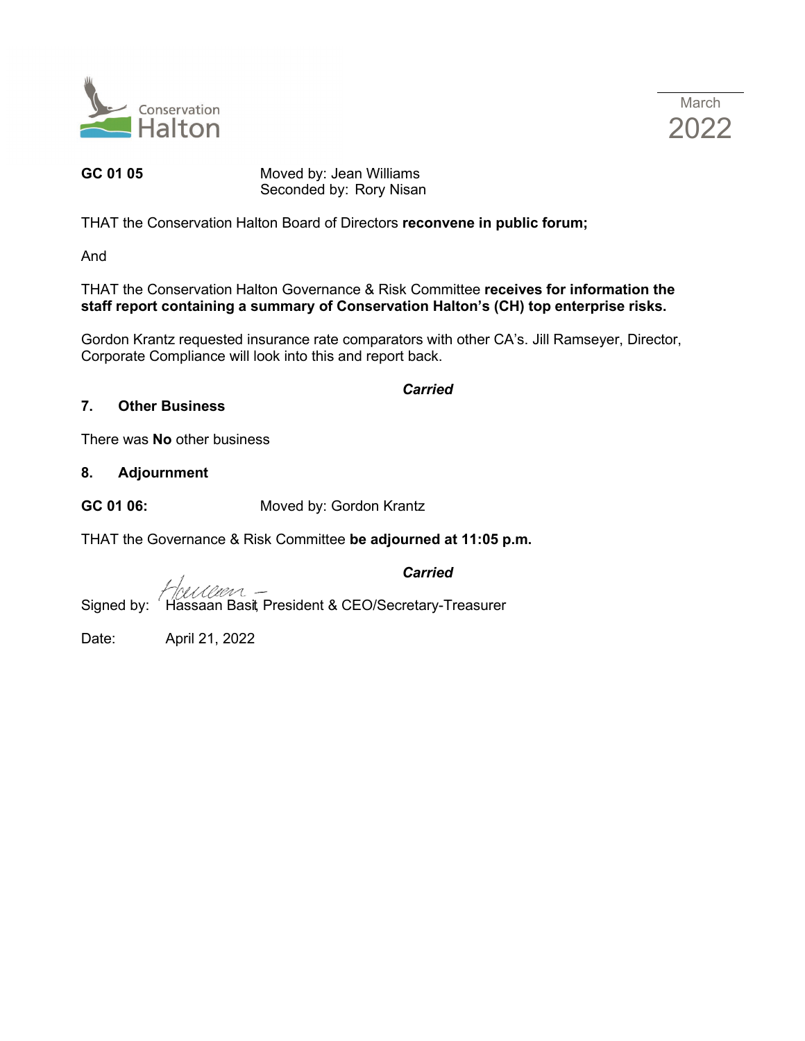**GC 01 05** Moved by: Jean Williams
Seconded by: Rory Nisan

THAT the Conservation Halton Board of Directors **reconvene in public forum;**

And

THAT the Conservation Halton Governance & Risk Committee **receives for information the staff report containing a summary of Conservation Halton's (CH) top enterprise risks.**

Gordon Krantz requested insurance rate comparators with other CA's. Jill Ramseyer, Director, Corporate Compliance will look into this and report back.

***Carried***

## 7. Other Business

There was **No** other business

## 8. Adjournment

**GC 01 06:** Moved by: Gordon Krantz

THAT the Governance & Risk Committee **be adjourned at 11:05 p.m.**

***Carried***

Signed by: Hassaan Basit, President & CEO/Secretary-Treasurer

Date: April 21, 2022